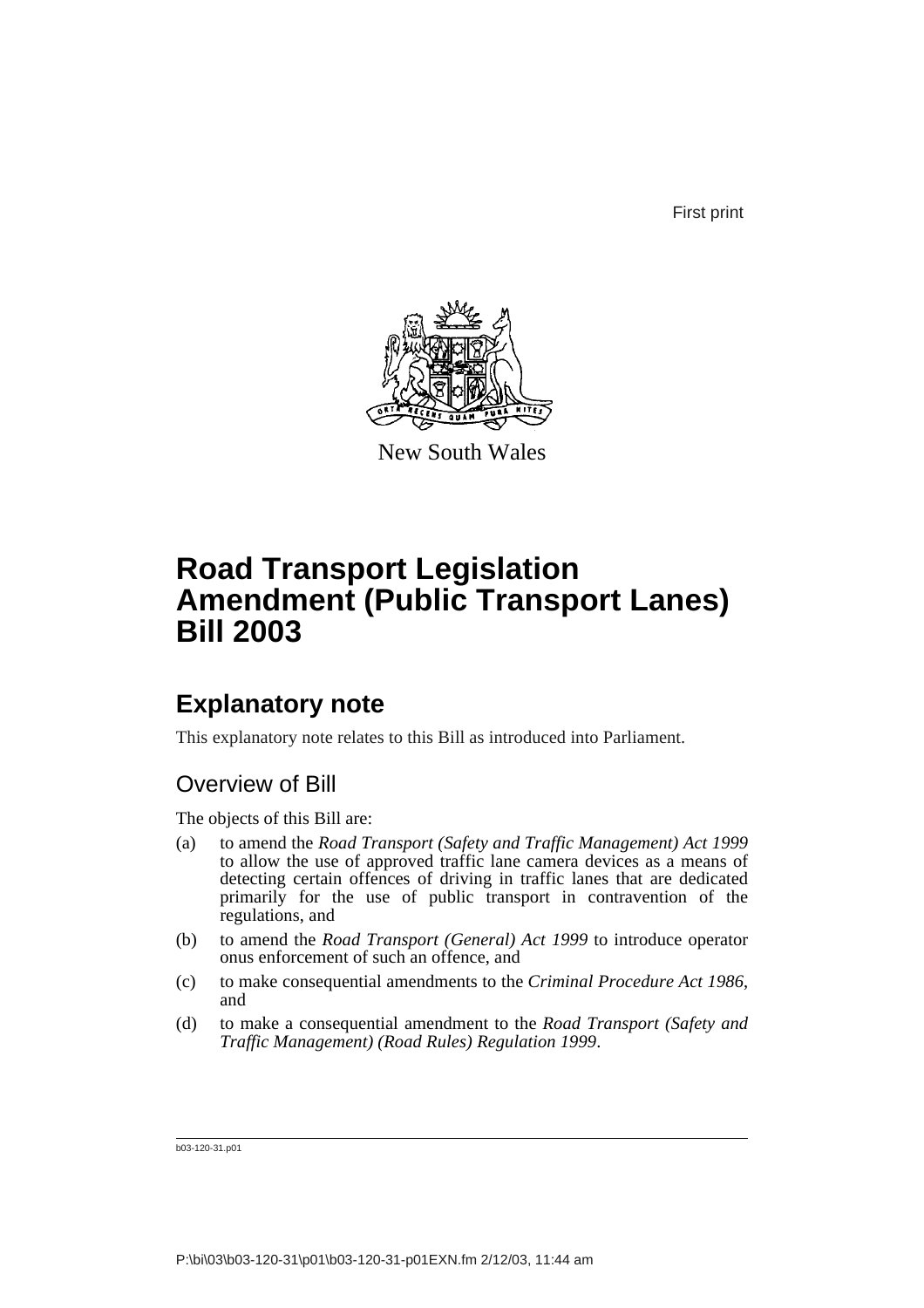First print

New South Wales

# Road Transport Legislation Amendment (Public Transport Lanes) Bill 2003

## Explanatory note

This explanatory note relates to this Bill as introduced into Parliament.

### Overview of Bill

The objects of this Bill are:

(a) to amend the *Road Transport (Safety and Traffic Management) Act 1999* to allow the use of approved traffic lane camera devices as a means of detecting certain offences of driving in traffic lanes that are dedicated primarily for the use of public transport in contravention of the regulations, and

(b) to amend the *Road Transport (General) Act 1999* to introduce operator onus enforcement of such an offence, and

(c) to make consequential amendments to the *Criminal Procedure Act 1986*, and

(d) to make a consequential amendment to the *Road Transport (Safety and Traffic Management) (Road Rules) Regulation 1999*.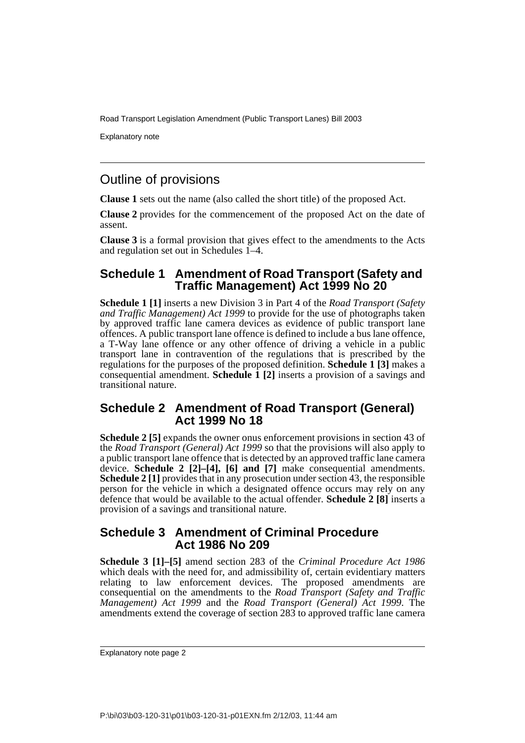## Outline of provisions

**Clause 1** sets out the name (also called the short title) of the proposed Act.

**Clause 2** provides for the commencement of the proposed Act on the date of assent.

**Clause 3** is a formal provision that gives effect to the amendments to the Acts and regulation set out in Schedules 1–4.

### Schedule 1 Amendment of Road Transport (Safety and Traffic Management) Act 1999 No 20

**Schedule 1 [1]** inserts a new Division 3 in Part 4 of the *Road Transport (Safety and Traffic Management) Act 1999* to provide for the use of photographs taken by approved traffic lane camera devices as evidence of public transport lane offences. A public transport lane offence is defined to include a bus lane offence, a T-Way lane offence or any other offence of driving a vehicle in a public transport lane in contravention of the regulations that is prescribed by the regulations for the purposes of the proposed definition. **Schedule 1 [3]** makes a consequential amendment. **Schedule 1 [2]** inserts a provision of a savings and transitional nature.

### Schedule 2 Amendment of Road Transport (General) Act 1999 No 18

**Schedule 2 [5]** expands the owner onus enforcement provisions in section 43 of the *Road Transport (General) Act 1999* so that the provisions will also apply to a public transport lane offence that is detected by an approved traffic lane camera device. **Schedule 2 [2]–[4], [6] and [7]** make consequential amendments. **Schedule 2 [1]** provides that in any prosecution under section 43, the responsible person for the vehicle in which a designated offence occurs may rely on any defence that would be available to the actual offender. **Schedule 2 [8]** inserts a provision of a savings and transitional nature.

### Schedule 3 Amendment of Criminal Procedure Act 1986 No 209

**Schedule 3 [1]–[5]** amend section 283 of the *Criminal Procedure Act 1986* which deals with the need for, and admissibility of, certain evidentiary matters relating to law enforcement devices. The proposed amendments are consequential on the amendments to the *Road Transport (Safety and Traffic Management) Act 1999* and the *Road Transport (General) Act 1999*. The amendments extend the coverage of section 283 to approved traffic lane camera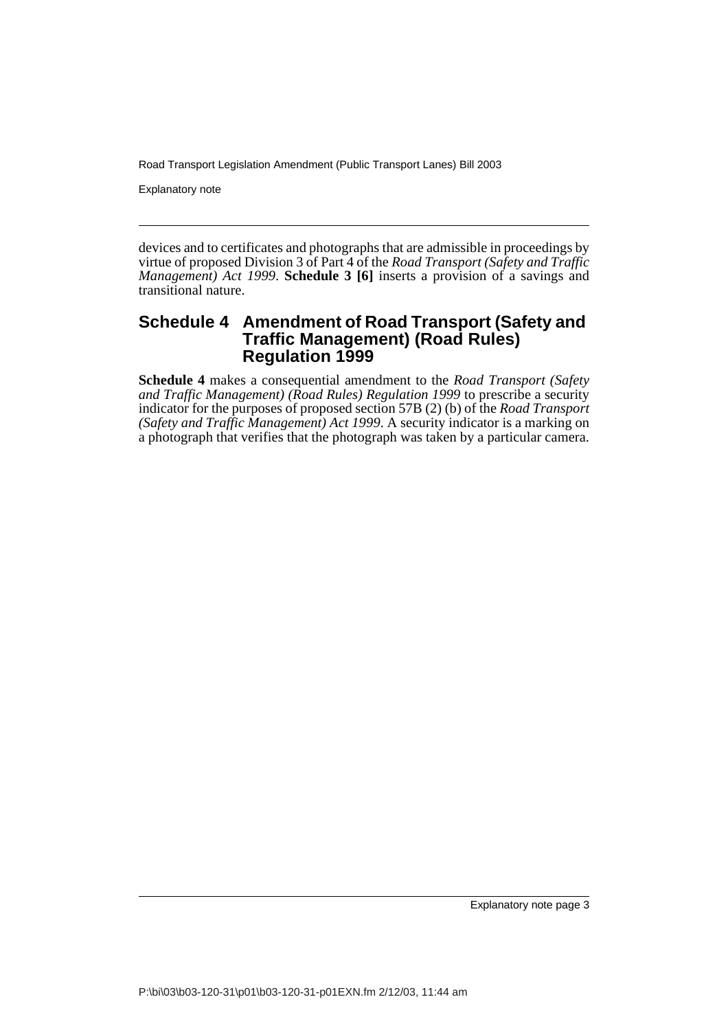devices and to certificates and photographs that are admissible in proceedings by virtue of proposed Division 3 of Part 4 of the *Road Transport (Safety and Traffic Management) Act 1999*. **Schedule 3 [6]** inserts a provision of a savings and transitional nature.

## Schedule 4 Amendment of Road Transport (Safety and Traffic Management) (Road Rules) Regulation 1999

**Schedule 4** makes a consequential amendment to the *Road Transport (Safety and Traffic Management) (Road Rules) Regulation 1999* to prescribe a security indicator for the purposes of proposed section 57B (2) (b) of the *Road Transport (Safety and Traffic Management) Act 1999*. A security indicator is a marking on a photograph that verifies that the photograph was taken by a particular camera.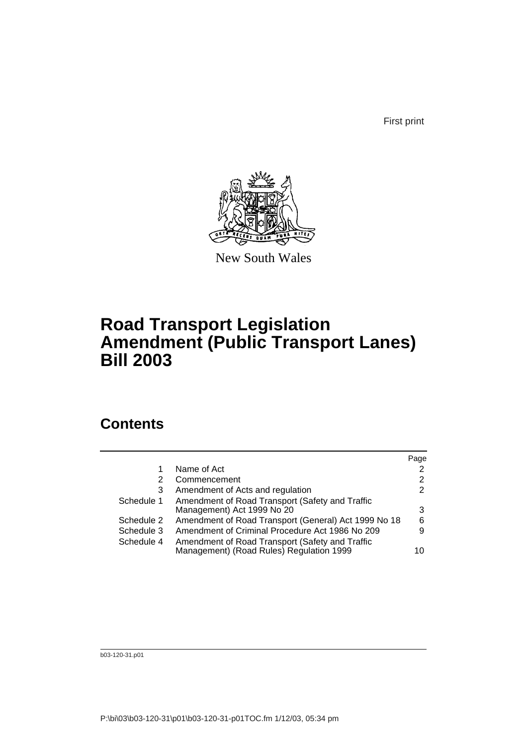First print

New South Wales

# Road Transport Legislation Amendment (Public Transport Lanes) Bill 2003

## Contents

| | | Page |
|---|---|---|
| 1 | Name of Act | 2 |
| 2 | Commencement | 2 |
| 3 | Amendment of Acts and regulation | 2 |
| Schedule 1 | Amendment of Road Transport (Safety and Traffic Management) Act 1999 No 20 | 3 |
| Schedule 2 | Amendment of Road Transport (General) Act 1999 No 18 | 6 |
| Schedule 3 | Amendment of Criminal Procedure Act 1986 No 209 | 9 |
| Schedule 4 | Amendment of Road Transport (Safety and Traffic Management) (Road Rules) Regulation 1999 | 10 |

b03-120-31.p01

P:\bi\03\b03-120-31\p01\b03-120-31-p01TOC.fm 1/12/03, 05:34 pm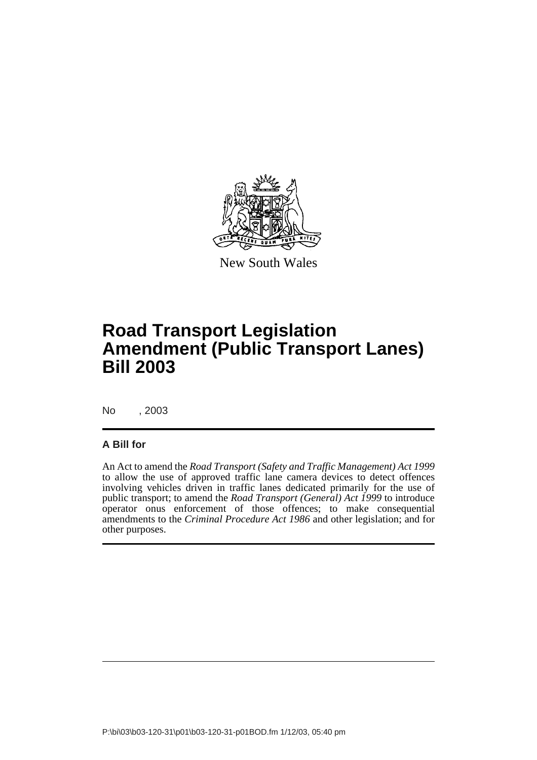New South Wales

# Road Transport Legislation Amendment (Public Transport Lanes) Bill 2003

No , 2003

**A Bill for**

An Act to amend the *Road Transport (Safety and Traffic Management) Act 1999* to allow the use of approved traffic lane camera devices to detect offences involving vehicles driven in traffic lanes dedicated primarily for the use of public transport; to amend the *Road Transport (General) Act 1999* to introduce operator onus enforcement of those offences; to make consequential amendments to the *Criminal Procedure Act 1986* and other legislation; and for other purposes.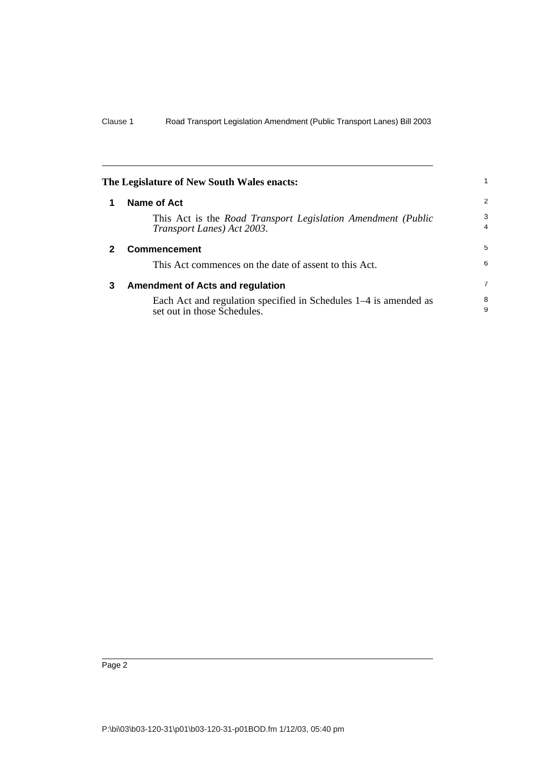**The Legislature of New South Wales enacts:**

## 1 Name of Act

This Act is the *Road Transport Legislation Amendment (Public Transport Lanes) Act 2003*.

## 2 Commencement

This Act commences on the date of assent to this Act.

## 3 Amendment of Acts and regulation

Each Act and regulation specified in Schedules 1–4 is amended as set out in those Schedules.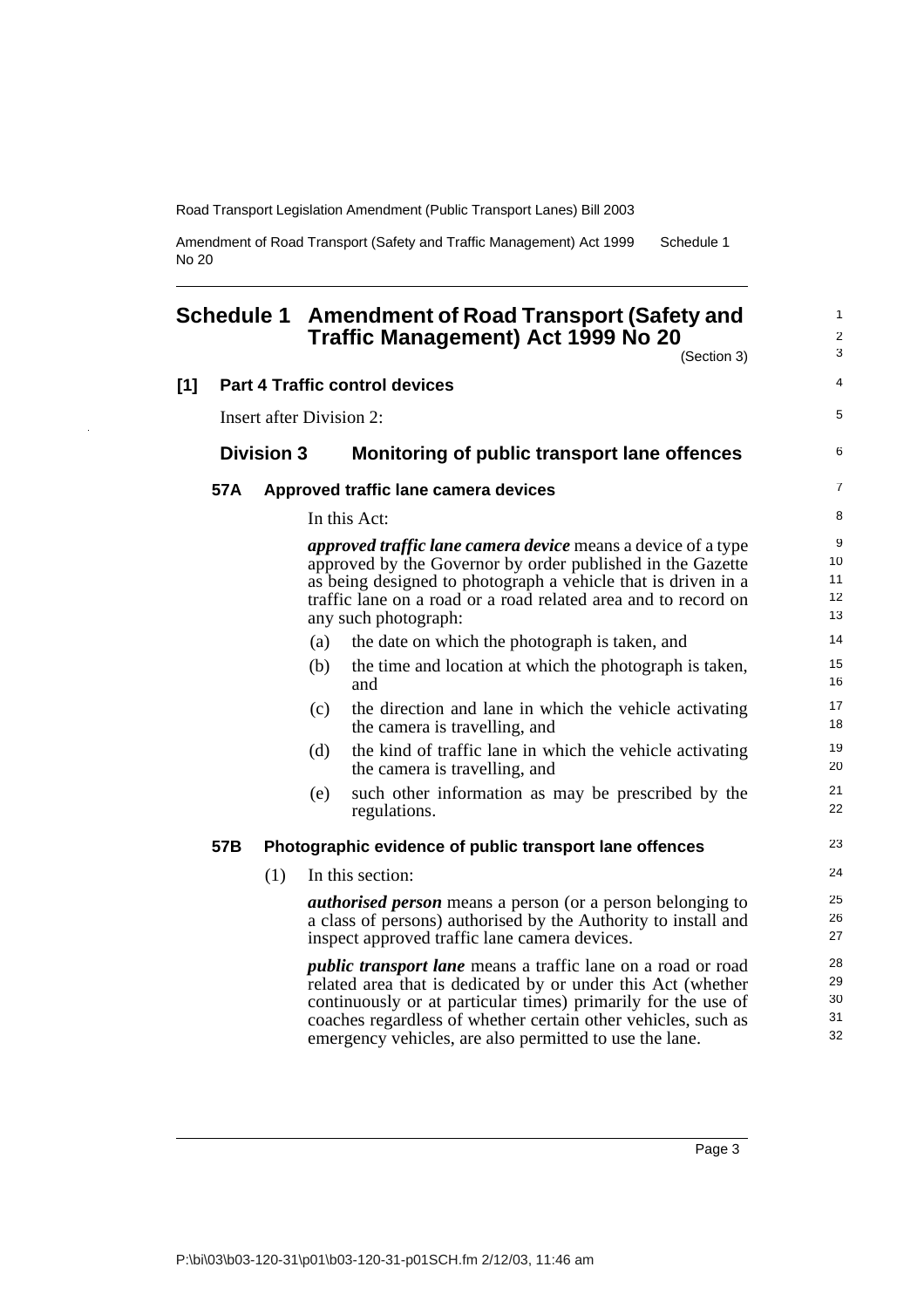# Schedule 1 Amendment of Road Transport (Safety and Traffic Management) Act 1999 No 20

(Section 3)

## [1] Part 4 Traffic control devices

Insert after Division 2:

### Division 3 Monitoring of public transport lane offences

#### 57A Approved traffic lane camera devices

In this Act:

***approved traffic lane camera device*** means a device of a type approved by the Governor by order published in the Gazette as being designed to photograph a vehicle that is driven in a traffic lane on a road or a road related area and to record on any such photograph:

- (a) the date on which the photograph is taken, and
- (b) the time and location at which the photograph is taken, and
- (c) the direction and lane in which the vehicle activating the camera is travelling, and
- (d) the kind of traffic lane in which the vehicle activating the camera is travelling, and
- (e) such other information as may be prescribed by the regulations.

#### 57B Photographic evidence of public transport lane offences

(1) In this section:

***authorised person*** means a person (or a person belonging to a class of persons) authorised by the Authority to install and inspect approved traffic lane camera devices.

***public transport lane*** means a traffic lane on a road or road related area that is dedicated by or under this Act (whether continuously or at particular times) primarily for the use of coaches regardless of whether certain other vehicles, such as emergency vehicles, are also permitted to use the lane.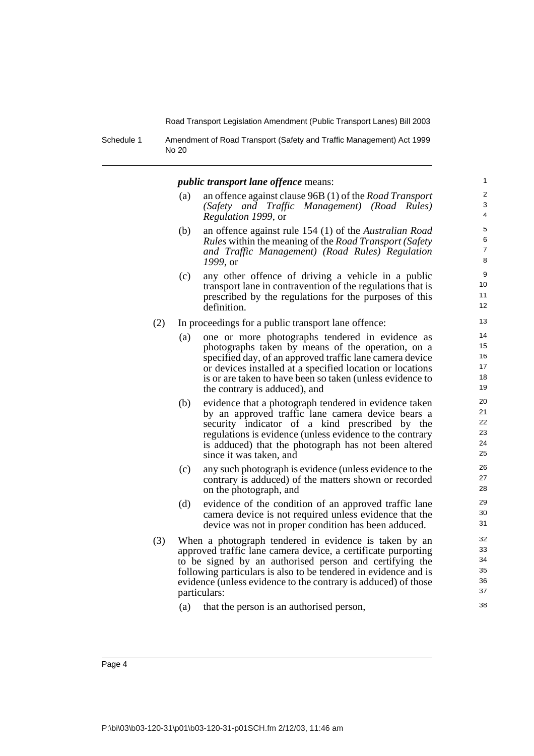***public transport lane offence*** means:

(a) an offence against clause 96B (1) of the *Road Transport (Safety and Traffic Management) (Road Rules) Regulation 1999*, or

(b) an offence against rule 154 (1) of the *Australian Road Rules* within the meaning of the *Road Transport (Safety and Traffic Management) (Road Rules) Regulation 1999*, or

(c) any other offence of driving a vehicle in a public transport lane in contravention of the regulations that is prescribed by the regulations for the purposes of this definition.

(2) In proceedings for a public transport lane offence:

(a) one or more photographs tendered in evidence as photographs taken by means of the operation, on a specified day, of an approved traffic lane camera device or devices installed at a specified location or locations is or are taken to have been so taken (unless evidence to the contrary is adduced), and

(b) evidence that a photograph tendered in evidence taken by an approved traffic lane camera device bears a security indicator of a kind prescribed by the regulations is evidence (unless evidence to the contrary is adduced) that the photograph has not been altered since it was taken, and

(c) any such photograph is evidence (unless evidence to the contrary is adduced) of the matters shown or recorded on the photograph, and

(d) evidence of the condition of an approved traffic lane camera device is not required unless evidence that the device was not in proper condition has been adduced.

(3) When a photograph tendered in evidence is taken by an approved traffic lane camera device, a certificate purporting to be signed by an authorised person and certifying the following particulars is also to be tendered in evidence and is evidence (unless evidence to the contrary is adduced) of those particulars:

(a) that the person is an authorised person,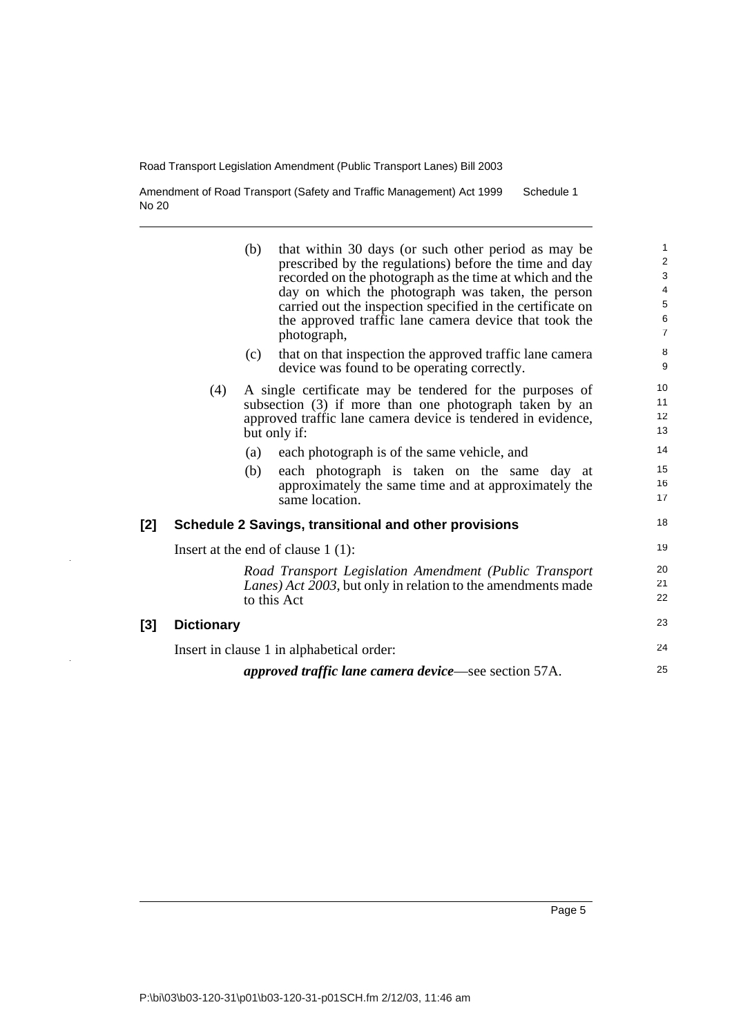(b) that within 30 days (or such other period as may be prescribed by the regulations) before the time and day recorded on the photograph as the time at which and the day on which the photograph was taken, the person carried out the inspection specified in the certificate on the approved traffic lane camera device that took the photograph,

(c) that on that inspection the approved traffic lane camera device was found to be operating correctly.

(4) A single certificate may be tendered for the purposes of subsection (3) if more than one photograph taken by an approved traffic lane camera device is tendered in evidence, but only if:

(a) each photograph is of the same vehicle, and

(b) each photograph is taken on the same day at approximately the same time and at approximately the same location.

**[2] Schedule 2 Savings, transitional and other provisions**

Insert at the end of clause 1 (1):

*Road Transport Legislation Amendment (Public Transport Lanes) Act 2003*, but only in relation to the amendments made to this Act

**[3] Dictionary**

Insert in clause 1 in alphabetical order:

***approved traffic lane camera device***—see section 57A.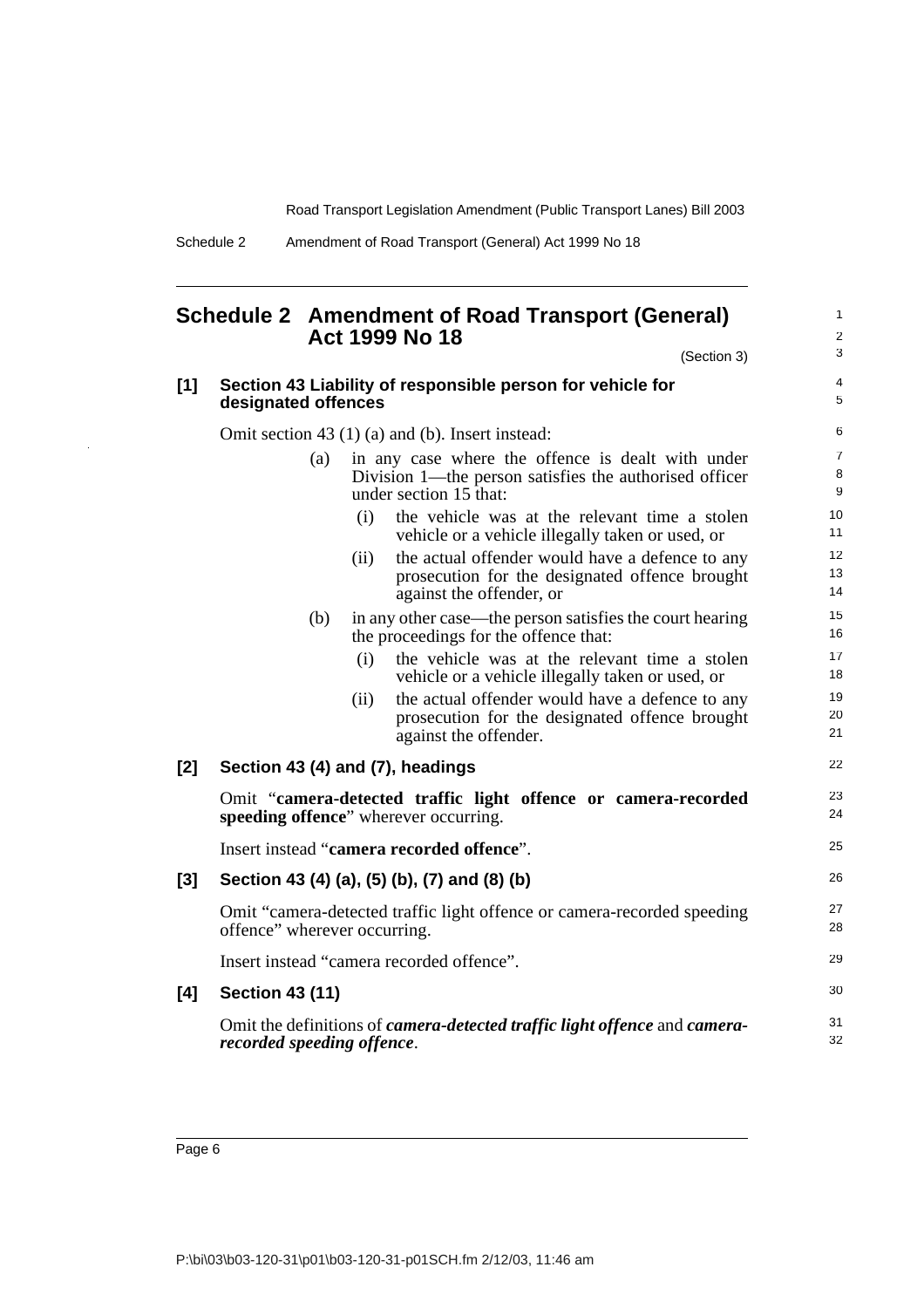# Schedule 2 Amendment of Road Transport (General) Act 1999 No 18

(Section 3)

## [1] Section 43 Liability of responsible person for vehicle for designated offences

Omit section 43 (1) (a) and (b). Insert instead:

(a) in any case where the offence is dealt with under Division 1—the person satisfies the authorised officer under section 15 that:

  (i) the vehicle was at the relevant time a stolen vehicle or a vehicle illegally taken or used, or

  (ii) the actual offender would have a defence to any prosecution for the designated offence brought against the offender, or

(b) in any other case—the person satisfies the court hearing the proceedings for the offence that:

  (i) the vehicle was at the relevant time a stolen vehicle or a vehicle illegally taken or used, or

  (ii) the actual offender would have a defence to any prosecution for the designated offence brought against the offender.

## [2] Section 43 (4) and (7), headings

Omit "**camera-detected traffic light offence or camera-recorded speeding offence**" wherever occurring.

Insert instead "**camera recorded offence**".

## [3] Section 43 (4) (a), (5) (b), (7) and (8) (b)

Omit "camera-detected traffic light offence or camera-recorded speeding offence" wherever occurring.

Insert instead "camera recorded offence".

## [4] Section 43 (11)

Omit the definitions of ***camera-detected traffic light offence*** and ***camera-recorded speeding offence***.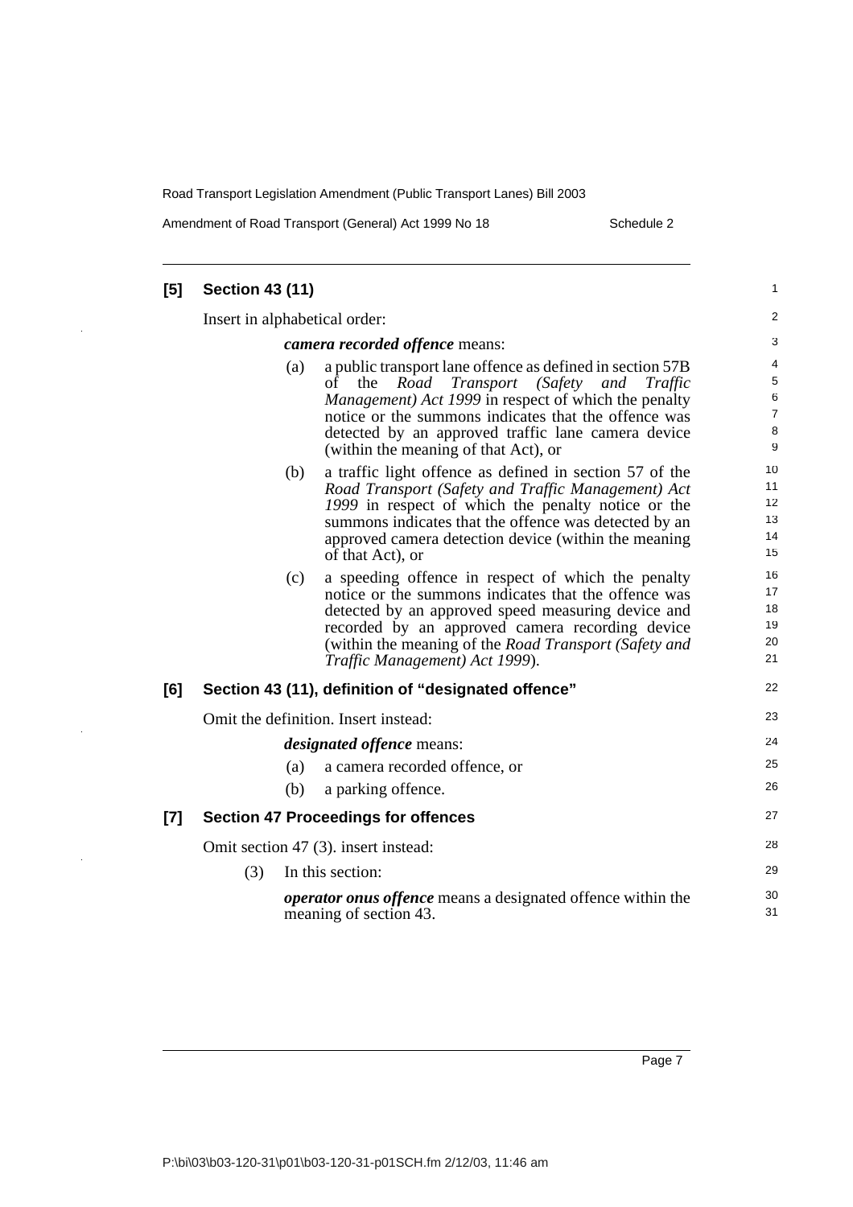**[5] Section 43 (11)**

Insert in alphabetical order:

***camera recorded offence*** means:

(a) a public transport lane offence as defined in section 57B of the *Road Transport (Safety and Traffic Management) Act 1999* in respect of which the penalty notice or the summons indicates that the offence was detected by an approved traffic lane camera device (within the meaning of that Act), or

(b) a traffic light offence as defined in section 57 of the *Road Transport (Safety and Traffic Management) Act 1999* in respect of which the penalty notice or the summons indicates that the offence was detected by an approved camera detection device (within the meaning of that Act), or

(c) a speeding offence in respect of which the penalty notice or the summons indicates that the offence was detected by an approved speed measuring device and recorded by an approved camera recording device (within the meaning of the *Road Transport (Safety and Traffic Management) Act 1999*).

**[6] Section 43 (11), definition of "designated offence"**

Omit the definition. Insert instead:

***designated offence*** means:

(a) a camera recorded offence, or

(b) a parking offence.

**[7] Section 47 Proceedings for offences**

Omit section 47 (3). insert instead:

(3) In this section:

***operator onus offence*** means a designated offence within the meaning of section 43.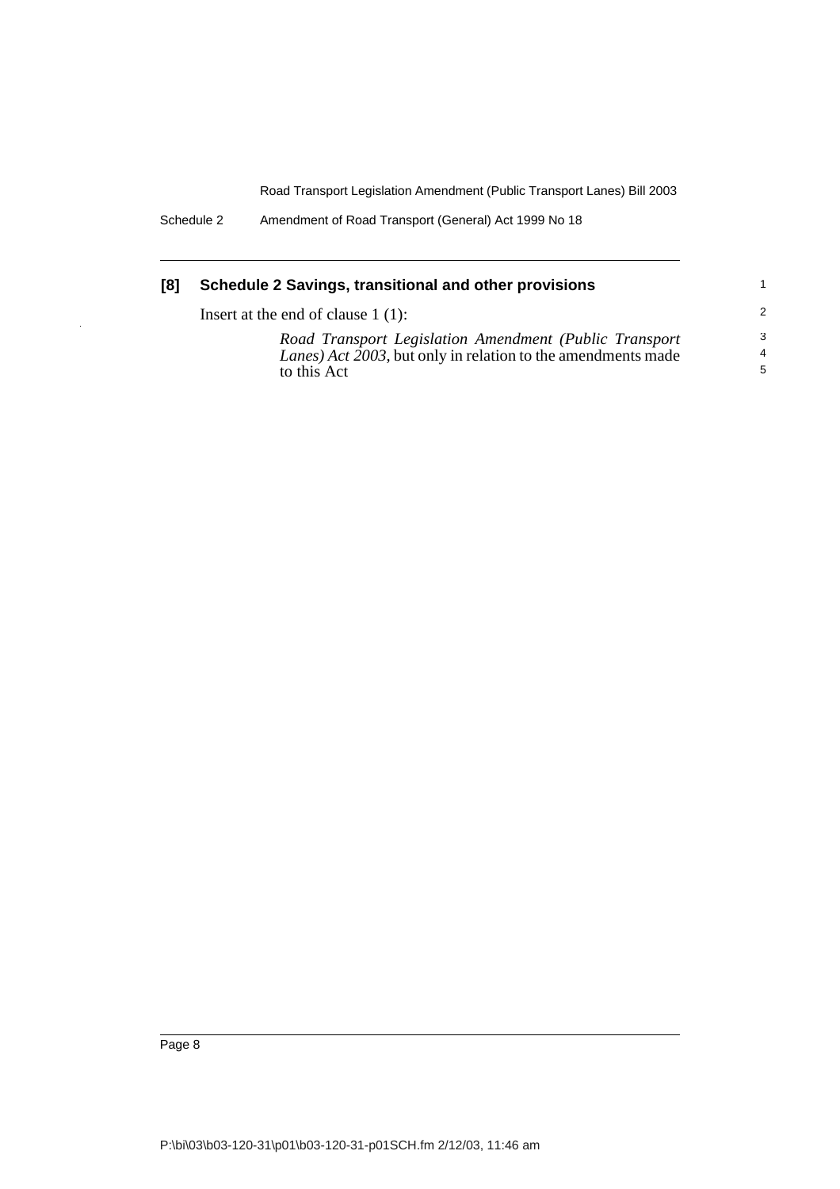### [8] Schedule 2 Savings, transitional and other provisions

Insert at the end of clause 1 (1):

> *Road Transport Legislation Amendment (Public Transport Lanes) Act 2003*, but only in relation to the amendments made to this Act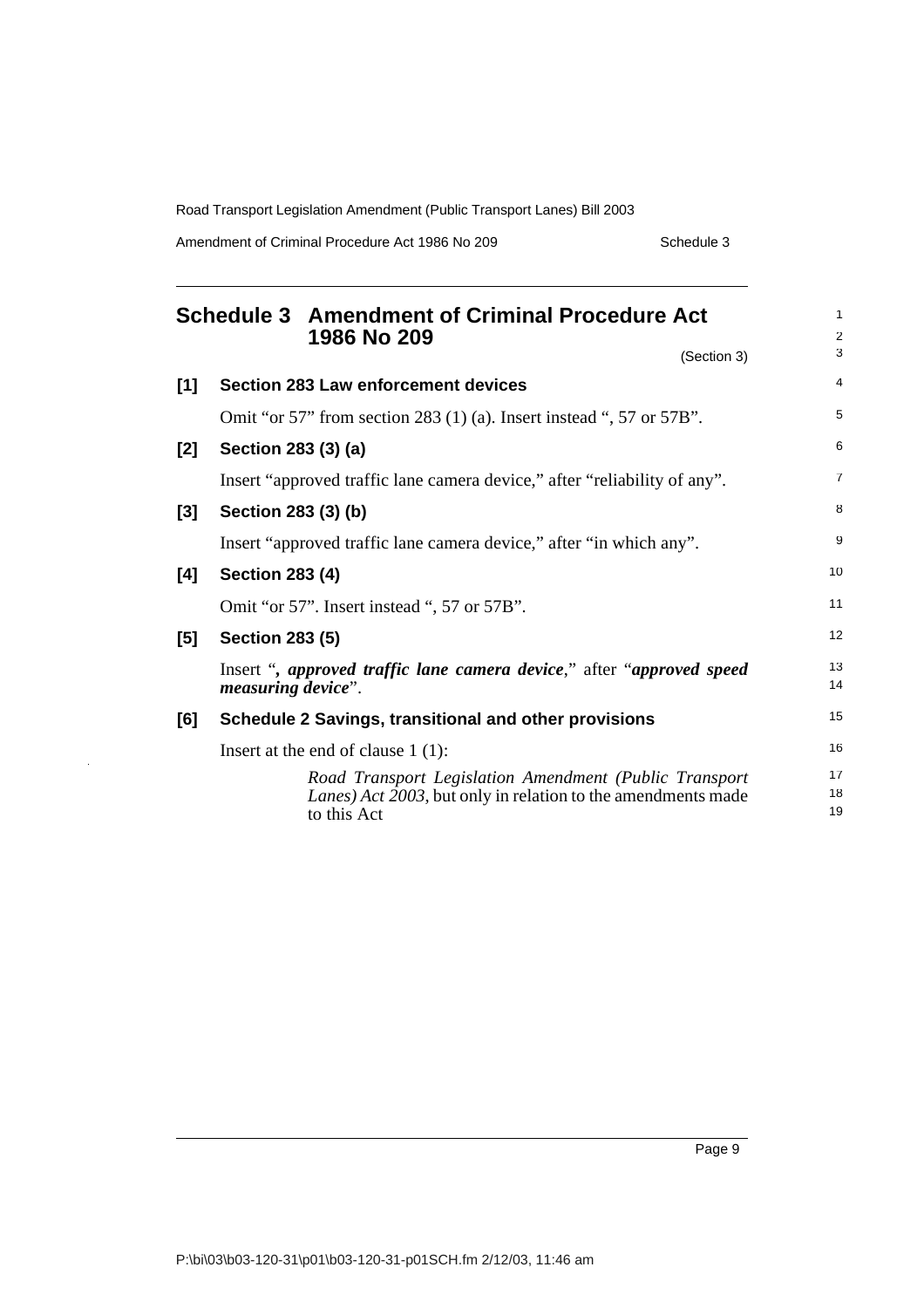## Schedule 3 Amendment of Criminal Procedure Act 1986 No 209

(Section 3)

**[1] Section 283 Law enforcement devices**

Omit "or 57" from section 283 (1) (a). Insert instead ", 57 or 57B".

**[2] Section 283 (3) (a)**

Insert "approved traffic lane camera device," after "reliability of any".

**[3] Section 283 (3) (b)**

Insert "approved traffic lane camera device," after "in which any".

**[4] Section 283 (4)**

Omit "or 57". Insert instead ", 57 or 57B".

**[5] Section 283 (5)**

Insert "***, approved traffic lane camera device***," after "***approved speed measuring device***".

**[6] Schedule 2 Savings, transitional and other provisions**

Insert at the end of clause 1 (1):

> *Road Transport Legislation Amendment (Public Transport Lanes) Act 2003*, but only in relation to the amendments made to this Act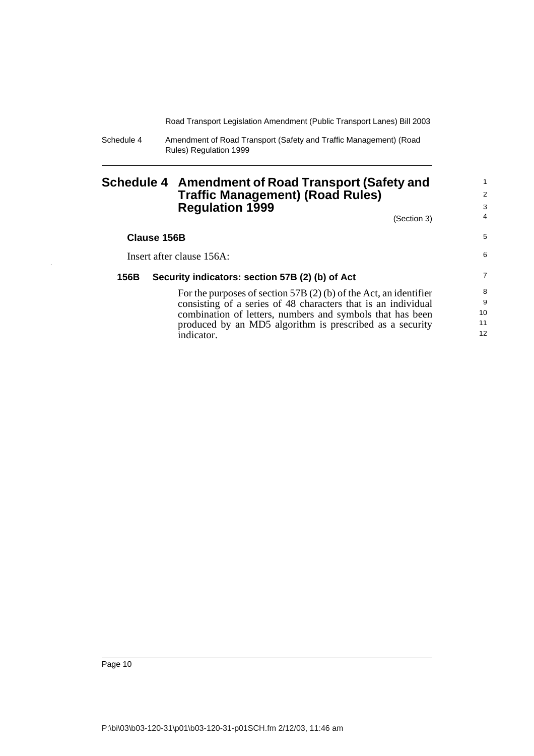# Schedule 4 Amendment of Road Transport (Safety and Traffic Management) (Road Rules) Regulation 1999

(Section 3)

### Clause 156B

Insert after clause 156A:

**156B Security indicators: section 57B (2) (b) of Act**

For the purposes of section 57B (2) (b) of the Act, an identifier consisting of a series of 48 characters that is an individual combination of letters, numbers and symbols that has been produced by an MD5 algorithm is prescribed as a security indicator.